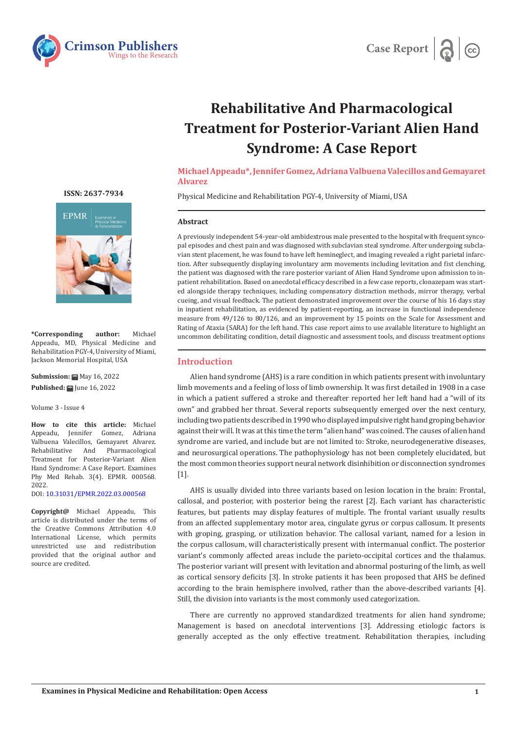# Rehabilitative And Pharmacological Treatment for Posterior-Variant Alien Hand Syndrome: A Case Report

**Michael Appeadu*, Jennifer Gomez, Adriana Valbuena Valecillos and Gemayaret Alvarez**

Physical Medicine and Rehabilitation PGY-4, University of Miami, USA

**ISSN: 2637-7934**

**\*Corresponding author:** Michael Appeadu, MD, Physical Medicine and Rehabilitation PGY-4, University of Miami, Jackson Memorial Hospital, USA

**Submission:** May 16, 2022

**Published:** June 16, 2022

Volume 3 - Issue 4

**How to cite this article:** Michael Appeadu, Jennifer Gomez, Adriana Valbuena Valecillos, Gemayaret Alvarez. Rehabilitative And Pharmacological Treatment for Posterior-Variant Alien Hand Syndrome: A Case Report. Examines Phy Med Rehab. 3(4). EPMR. 000568. 2022.

DOI: 10.31031/EPMR.2022.03.000568

**Copyright@** Michael Appeadu, This article is distributed under the terms of the Creative Commons Attribution 4.0 International License, which permits unrestricted use and redistribution provided that the original author and source are credited.

## Abstract

A previously independent 54-year-old ambidextrous male presented to the hospital with frequent syncopal episodes and chest pain and was diagnosed with subclavian steal syndrome. After undergoing subclavian stent placement, he was found to have left hemineglect, and imaging revealed a right parietal infarction. After subsequently displaying involuntary arm movements including levitation and fist clenching, the patient was diagnosed with the rare posterior variant of Alien Hand Syndrome upon admission to inpatient rehabilitation. Based on anecdotal efficacy described in a few case reports, clonazepam was started alongside therapy techniques, including compensatory distraction methods, mirror therapy, verbal cueing, and visual feedback. The patient demonstrated improvement over the course of his 16 days stay in inpatient rehabilitation, as evidenced by patient-reporting, an increase in functional independence measure from 49/126 to 80/126, and an improvement by 15 points on the Scale for Assessment and Rating of Ataxia (SARA) for the left hand. This case report aims to use available literature to highlight an uncommon debilitating condition, detail diagnostic and assessment tools, and discuss treatment options

## Introduction

Alien hand syndrome (AHS) is a rare condition in which patients present with involuntary limb movements and a feeling of loss of limb ownership. It was first detailed in 1908 in a case in which a patient suffered a stroke and thereafter reported her left hand had a "will of its own" and grabbed her throat. Several reports subsequently emerged over the next century, including two patients described in 1990 who displayed impulsive right hand groping behavior against their will. It was at this time the term "alien hand" was coined. The causes of alien hand syndrome are varied, and include but are not limited to: Stroke, neurodegenerative diseases, and neurosurgical operations. The pathophysiology has not been completely elucidated, but the most common theories support neural network disinhibition or disconnection syndromes [1].

AHS is usually divided into three variants based on lesion location in the brain: Frontal, callosal, and posterior, with posterior being the rarest [2]. Each variant has characteristic features, but patients may display features of multiple. The frontal variant usually results from an affected supplementary motor area, cingulate gyrus or corpus callosum. It presents with groping, grasping, or utilization behavior. The callosal variant, named for a lesion in the corpus callosum, will characteristically present with intermanual conflict. The posterior variant's commonly affected areas include the parieto-occipital cortices and the thalamus. The posterior variant will present with levitation and abnormal posturing of the limb, as well as cortical sensory deficits [3]. In stroke patients it has been proposed that AHS be defined according to the brain hemisphere involved, rather than the above-described variants [4]. Still, the division into variants is the most commonly used categorization.

There are currently no approved standardized treatments for alien hand syndrome; Management is based on anecdotal interventions [3]. Addressing etiologic factors is generally accepted as the only effective treatment. Rehabilitation therapies, including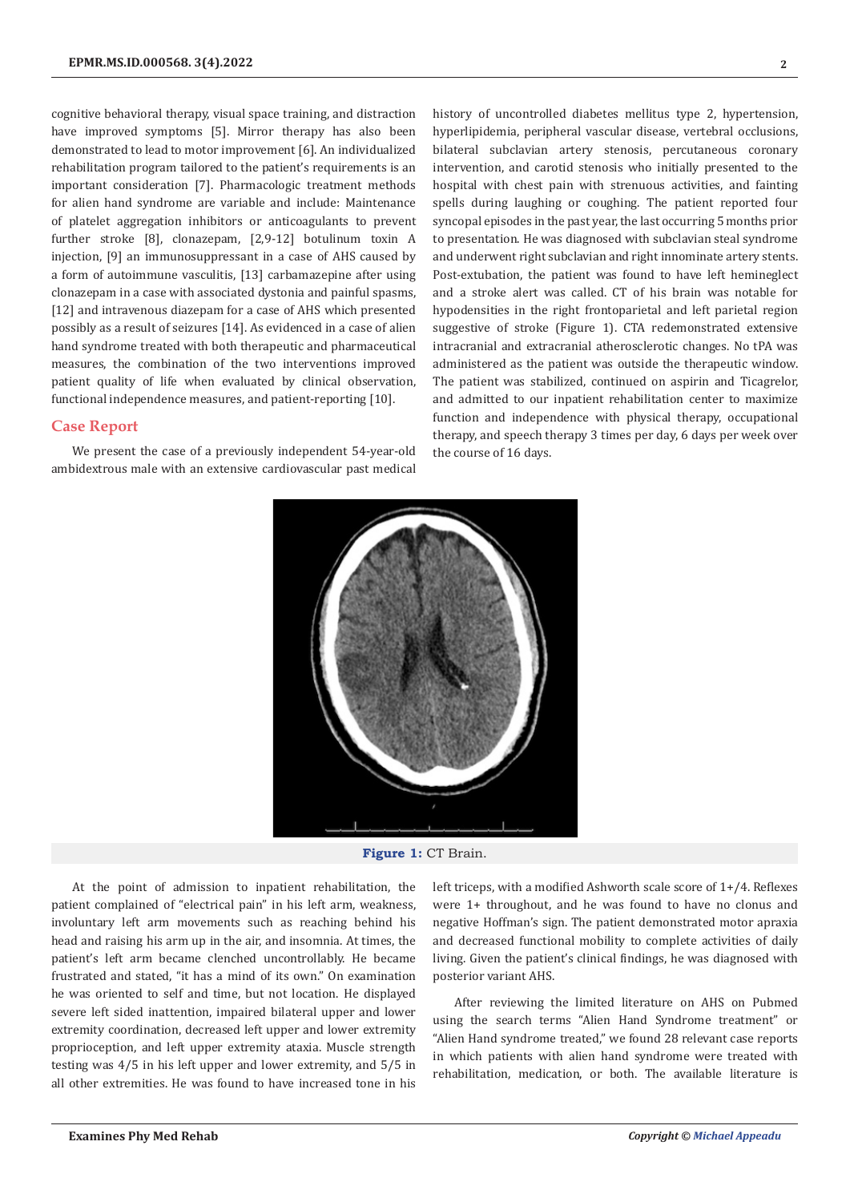cognitive behavioral therapy, visual space training, and distraction have improved symptoms [5]. Mirror therapy has also been demonstrated to lead to motor improvement [6]. An individualized rehabilitation program tailored to the patient's requirements is an important consideration [7]. Pharmacologic treatment methods for alien hand syndrome are variable and include: Maintenance of platelet aggregation inhibitors or anticoagulants to prevent further stroke [8], clonazepam, [2,9-12] botulinum toxin A injection, [9] an immunosuppressant in a case of AHS caused by a form of autoimmune vasculitis, [13] carbamazepine after using clonazepam in a case with associated dystonia and painful spasms, [12] and intravenous diazepam for a case of AHS which presented possibly as a result of seizures [14]. As evidenced in a case of alien hand syndrome treated with both therapeutic and pharmaceutical measures, the combination of the two interventions improved patient quality of life when evaluated by clinical observation, functional independence measures, and patient-reporting [10].

## Case Report

We present the case of a previously independent 54-year-old ambidextrous male with an extensive cardiovascular past medical history of uncontrolled diabetes mellitus type 2, hypertension, hyperlipidemia, peripheral vascular disease, vertebral occlusions, bilateral subclavian artery stenosis, percutaneous coronary intervention, and carotid stenosis who initially presented to the hospital with chest pain with strenuous activities, and fainting spells during laughing or coughing. The patient reported four syncopal episodes in the past year, the last occurring 5 months prior to presentation. He was diagnosed with subclavian steal syndrome and underwent right subclavian and right innominate artery stents. Post-extubation, the patient was found to have left hemineglect and a stroke alert was called. CT of his brain was notable for hypodensities in the right frontoparietal and left parietal region suggestive of stroke (Figure 1). CTA redemonstrated extensive intracranial and extracranial atherosclerotic changes. No tPA was administered as the patient was outside the therapeutic window. The patient was stabilized, continued on aspirin and Ticagrelor, and admitted to our inpatient rehabilitation center to maximize function and independence with physical therapy, occupational therapy, and speech therapy 3 times per day, 6 days per week over the course of 16 days.

**Figure 1:** CT Brain.

At the point of admission to inpatient rehabilitation, the patient complained of "electrical pain" in his left arm, weakness, involuntary left arm movements such as reaching behind his head and raising his arm up in the air, and insomnia. At times, the patient's left arm became clenched uncontrollably. He became frustrated and stated, "it has a mind of its own." On examination he was oriented to self and time, but not location. He displayed severe left sided inattention, impaired bilateral upper and lower extremity coordination, decreased left upper and lower extremity proprioception, and left upper extremity ataxia. Muscle strength testing was 4/5 in his left upper and lower extremity, and 5/5 in all other extremities. He was found to have increased tone in his left triceps, with a modified Ashworth scale score of 1+/4. Reflexes were 1+ throughout, and he was found to have no clonus and negative Hoffman's sign. The patient demonstrated motor apraxia and decreased functional mobility to complete activities of daily living. Given the patient's clinical findings, he was diagnosed with posterior variant AHS.

After reviewing the limited literature on AHS on Pubmed using the search terms "Alien Hand Syndrome treatment" or "Alien Hand syndrome treated," we found 28 relevant case reports in which patients with alien hand syndrome were treated with rehabilitation, medication, or both. The available literature is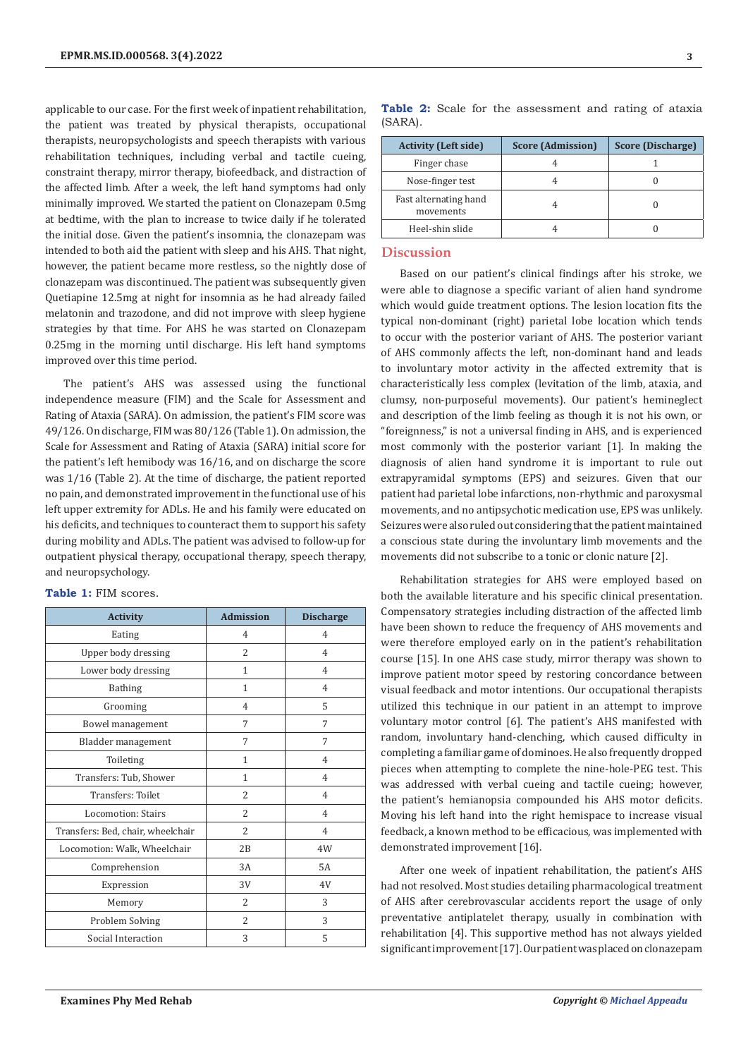applicable to our case. For the first week of inpatient rehabilitation, the patient was treated by physical therapists, occupational therapists, neuropsychologists and speech therapists with various rehabilitation techniques, including verbal and tactile cueing, constraint therapy, mirror therapy, biofeedback, and distraction of the affected limb. After a week, the left hand symptoms had only minimally improved. We started the patient on Clonazepam 0.5mg at bedtime, with the plan to increase to twice daily if he tolerated the initial dose. Given the patient's insomnia, the clonazepam was intended to both aid the patient with sleep and his AHS. That night, however, the patient became more restless, so the nightly dose of clonazepam was discontinued. The patient was subsequently given Quetiapine 12.5mg at night for insomnia as he had already failed melatonin and trazodone, and did not improve with sleep hygiene strategies by that time. For AHS he was started on Clonazepam 0.25mg in the morning until discharge. His left hand symptoms improved over this time period.

The patient's AHS was assessed using the functional independence measure (FIM) and the Scale for Assessment and Rating of Ataxia (SARA). On admission, the patient's FIM score was 49/126. On discharge, FIM was 80/126 (Table 1). On admission, the Scale for Assessment and Rating of Ataxia (SARA) initial score for the patient's left hemibody was 16/16, and on discharge the score was 1/16 (Table 2). At the time of discharge, the patient reported no pain, and demonstrated improvement in the functional use of his left upper extremity for ADLs. He and his family were educated on his deficits, and techniques to counteract them to support his safety during mobility and ADLs. The patient was advised to follow-up for outpatient physical therapy, occupational therapy, speech therapy, and neuropsychology.

**Table 1:** FIM scores.

| Activity | Admission | Discharge |
|---|---|---|
| Eating | 4 | 4 |
| Upper body dressing | 2 | 4 |
| Lower body dressing | 1 | 4 |
| Bathing | 1 | 4 |
| Grooming | 4 | 5 |
| Bowel management | 7 | 7 |
| Bladder management | 7 | 7 |
| Toileting | 1 | 4 |
| Transfers: Tub, Shower | 1 | 4 |
| Transfers: Toilet | 2 | 4 |
| Locomotion: Stairs | 2 | 4 |
| Transfers: Bed, chair, wheelchair | 2 | 4 |
| Locomotion: Walk, Wheelchair | 2B | 4W |
| Comprehension | 3A | 5A |
| Expression | 3V | 4V |
| Memory | 2 | 3 |
| Problem Solving | 2 | 3 |
| Social Interaction | 3 | 5 |

**Table 2:** Scale for the assessment and rating of ataxia (SARA).

| Activity (Left side) | Score (Admission) | Score (Discharge) |
|---|---|---|
| Finger chase | 4 | 1 |
| Nose-finger test | 4 | 0 |
| Fast alternating hand movements | 4 | 0 |
| Heel-shin slide | 4 | 0 |

## Discussion

Based on our patient's clinical findings after his stroke, we were able to diagnose a specific variant of alien hand syndrome which would guide treatment options. The lesion location fits the typical non-dominant (right) parietal lobe location which tends to occur with the posterior variant of AHS. The posterior variant of AHS commonly affects the left, non-dominant hand and leads to involuntary motor activity in the affected extremity that is characteristically less complex (levitation of the limb, ataxia, and clumsy, non-purposeful movements). Our patient's hemineglect and description of the limb feeling as though it is not his own, or "foreignness," is not a universal finding in AHS, and is experienced most commonly with the posterior variant [1]. In making the diagnosis of alien hand syndrome it is important to rule out extrapyramidal symptoms (EPS) and seizures. Given that our patient had parietal lobe infarctions, non-rhythmic and paroxysmal movements, and no antipsychotic medication use, EPS was unlikely. Seizures were also ruled out considering that the patient maintained a conscious state during the involuntary limb movements and the movements did not subscribe to a tonic or clonic nature [2].

Rehabilitation strategies for AHS were employed based on both the available literature and his specific clinical presentation. Compensatory strategies including distraction of the affected limb have been shown to reduce the frequency of AHS movements and were therefore employed early on in the patient's rehabilitation course [15]. In one AHS case study, mirror therapy was shown to improve patient motor speed by restoring concordance between visual feedback and motor intentions. Our occupational therapists utilized this technique in our patient in an attempt to improve voluntary motor control [6]. The patient's AHS manifested with random, involuntary hand-clenching, which caused difficulty in completing a familiar game of dominoes. He also frequently dropped pieces when attempting to complete the nine-hole-PEG test. This was addressed with verbal cueing and tactile cueing; however, the patient's hemianopsia compounded his AHS motor deficits. Moving his left hand into the right hemispace to increase visual feedback, a known method to be efficacious, was implemented with demonstrated improvement [16].

After one week of inpatient rehabilitation, the patient's AHS had not resolved. Most studies detailing pharmacological treatment of AHS after cerebrovascular accidents report the usage of only preventative antiplatelet therapy, usually in combination with rehabilitation [4]. This supportive method has not always yielded significant improvement [17]. Our patient was placed on clonazepam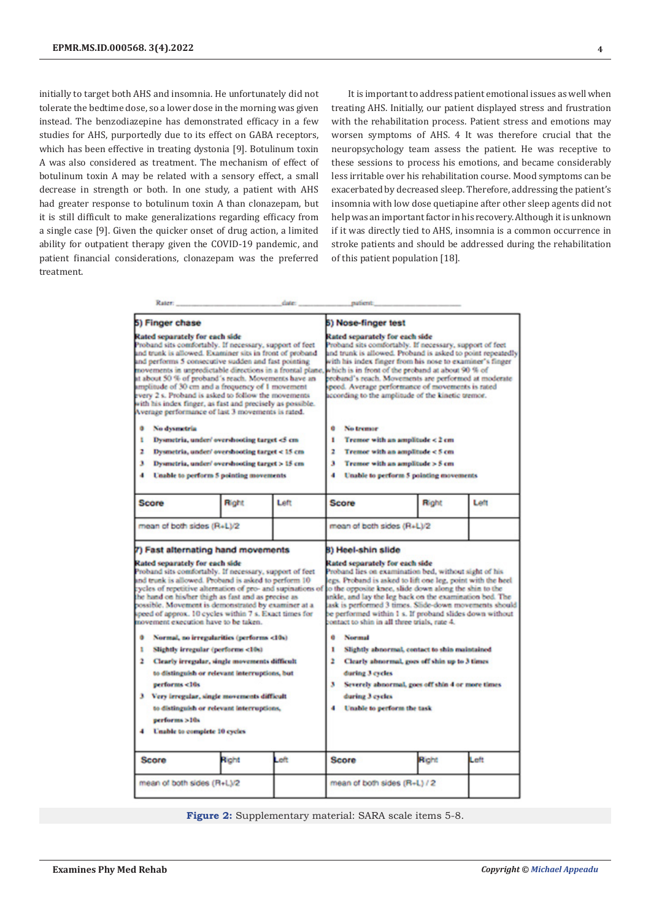initially to target both AHS and insomnia. He unfortunately did not tolerate the bedtime dose, so a lower dose in the morning was given instead. The benzodiazepine has demonstrated efficacy in a few studies for AHS, purportedly due to its effect on GABA receptors, which has been effective in treating dystonia [9]. Botulinum toxin A was also considered as treatment. The mechanism of effect of botulinum toxin A may be related with a sensory effect, a small decrease in strength or both. In one study, a patient with AHS had greater response to botulinum toxin A than clonazepam, but it is still difficult to make generalizations regarding efficacy from a single case [9]. Given the quicker onset of drug action, a limited ability for outpatient therapy given the COVID-19 pandemic, and patient financial considerations, clonazepam was the preferred treatment.

It is important to address patient emotional issues as well when treating AHS. Initially, our patient displayed stress and frustration with the rehabilitation process. Patient stress and emotions may worsen symptoms of AHS. 4 It was therefore crucial that the neuropsychology team assess the patient. He was receptive to these sessions to process his emotions, and became considerably less irritable over his rehabilitation course. Mood symptoms can be exacerbated by decreased sleep. Therefore, addressing the patient's insomnia with low dose quetiapine after other sleep agents did not help was an important factor in his recovery. Although it is unknown if it was directly tied to AHS, insomnia is a common occurrence in stroke patients and should be addressed during the rehabilitation of this patient population [18].

Rater: ______________________ date: ______________ patient: ______________________

**5) Finger chase**

**Rated separately for each side**
Proband sits comfortably. If necessary, support of feet and trunk is allowed. Examiner sits in front of proband and performs 5 consecutive sudden and fast pointing movements in unpredictable directions in a frontal plane, at about 50 % of proband's reach. Movements have an amplitude of 30 cm and a frequency of 1 movement every 2 s. Proband is asked to follow the movements with his index finger, as fast and precisely as possible. Average performance of last 3 movements is rated.

- 0 No dysmetria
- 1 Dysmetria, under/ overshooting target <5 cm
- 2 Dysmetria, under/ overshooting target < 15 cm
- 3 Dysmetria, under/ overshooting target > 15 cm
- 4 Unable to perform 5 pointing movements

| Score | Right | Left |
|---|---|---|
| mean of both sides (R+L)/2 | | |

**6) Nose-finger test**

**Rated separately for each side**
Proband sits comfortably. If necessary, support of feet and trunk is allowed. Proband is asked to point repeatedly with his index finger from his nose to examiner's finger which is in front of the proband at about 90 % of proband's reach. Movements are performed at moderate speed. Average performance of movements is rated according to the amplitude of the kinetic tremor.

- 0 No tremor
- 1 Tremor with an amplitude < 2 cm
- 2 Tremor with an amplitude < 5 cm
- 3 Tremor with an amplitude > 5 cm
- 4 Unable to perform 5 pointing movements

| Score | Right | Left |
|---|---|---|
| mean of both sides (R+L)/2 | | |

**7) Fast alternating hand movements**

**Rated separately for each side**
Proband sits comfortably. If necessary, support of feet and trunk is allowed. Proband is asked to perform 10 cycles of repetitive alternation of pro- and supinations of the hand on his/her thigh as fast and as precise as possible. Movement is demonstrated by examiner at a speed of approx. 10 cycles within 7 s. Exact times for movement execution have to be taken.

- 0 Normal, no irregularities (performs <10s)
- 1 Slightly irregular (performs <10s)
- 2 Clearly irregular, single movements difficult to distinguish or relevant interruptions, but performs <10s
- 3 Very irregular, single movements difficult to distinguish or relevant interruptions, performs >10s
- 4 Unable to complete 10 cycles

| Score | Right | Left |
|---|---|---|
| mean of both sides (R+L)/2 | | |

**8) Heel-shin slide**

**Rated separately for each side**
Proband lies on examination bed, without sight of his legs. Proband is asked to lift one leg, point with the heel to the opposite knee, slide down along the shin to the ankle, and lay the leg back on the examination bed. The task is performed 3 times. Slide-down movements should be performed within 1 s. If proband slides down without contact to shin in all three trials, rate 4.

- 0 Normal
- 1 Slightly abnormal, contact to shin maintained
- 2 Clearly abnormal, goes off shin up to 3 times during 3 cycles
- 3 Severely abnormal, goes off shin 4 or more times during 3 cycles
- 4 Unable to perform the task

| Score | Right | Left |
|---|---|---|
| mean of both sides (R+L) / 2 | | |

**Figure 2:** Supplementary material: SARA scale items 5-8.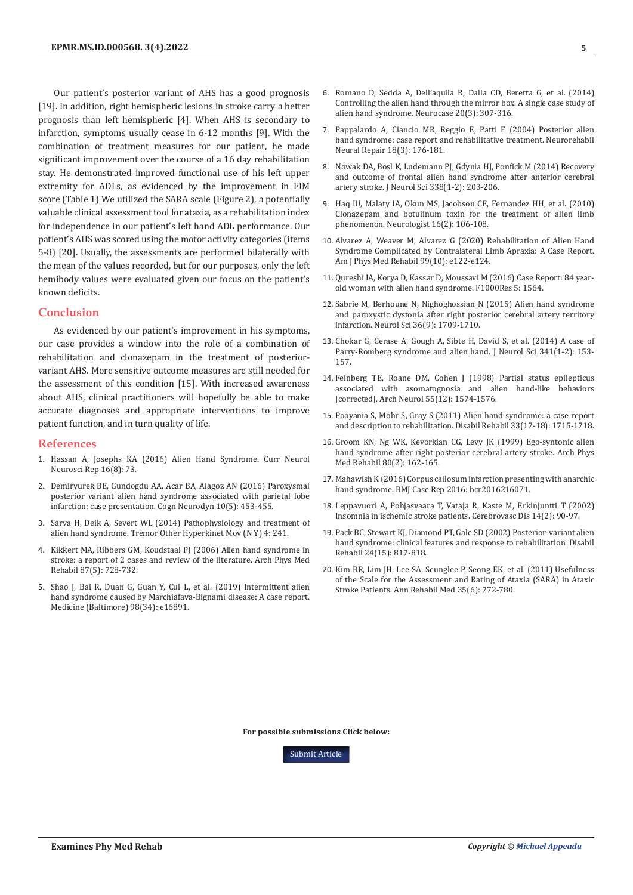Our patient's posterior variant of AHS has a good prognosis [19]. In addition, right hemispheric lesions in stroke carry a better prognosis than left hemispheric [4]. When AHS is secondary to infarction, symptoms usually cease in 6-12 months [9]. With the combination of treatment measures for our patient, he made significant improvement over the course of a 16 day rehabilitation stay. He demonstrated improved functional use of his left upper extremity for ADLs, as evidenced by the improvement in FIM score (Table 1) We utilized the SARA scale (Figure 2), a potentially valuable clinical assessment tool for ataxia, as a rehabilitation index for independence in our patient's left hand ADL performance. Our patient's AHS was scored using the motor activity categories (items 5-8) [20]. Usually, the assessments are performed bilaterally with the mean of the values recorded, but for our purposes, only the left hemibody values were evaluated given our focus on the patient's known deficits.

## Conclusion

As evidenced by our patient's improvement in his symptoms, our case provides a window into the role of a combination of rehabilitation and clonazepam in the treatment of posterior-variant AHS. More sensitive outcome measures are still needed for the assessment of this condition [15]. With increased awareness about AHS, clinical practitioners will hopefully be able to make accurate diagnoses and appropriate interventions to improve patient function, and in turn quality of life.

## References

1. Hassan A, Josephs KA (2016) Alien Hand Syndrome. Curr Neurol Neurosci Rep 16(8): 73.
2. Demiryurek BE, Gundogdu AA, Acar BA, Alagoz AN (2016) Paroxysmal posterior variant alien hand syndrome associated with parietal lobe infarction: case presentation. Cogn Neurodyn 10(5): 453-455.
3. Sarva H, Deik A, Severt WL (2014) Pathophysiology and treatment of alien hand syndrome. Tremor Other Hyperkinet Mov (N Y) 4: 241.
4. Kikkert MA, Ribbers GM, Koudstaal PJ (2006) Alien hand syndrome in stroke: a report of 2 cases and review of the literature. Arch Phys Med Rehabil 87(5): 728-732.
5. Shao J, Bai R, Duan G, Guan Y, Cui L, et al. (2019) Intermittent alien hand syndrome caused by Marchiafava-Bignami disease: A case report. Medicine (Baltimore) 98(34): e16891.
6. Romano D, Sedda A, Dell'aquila R, Dalla CD, Beretta G, et al. (2014) Controlling the alien hand through the mirror box. A single case study of alien hand syndrome. Neurocase 20(3): 307-316.
7. Pappalardo A, Ciancio MR, Reggio E, Patti F (2004) Posterior alien hand syndrome: case report and rehabilitative treatment. Neurorehabil Neural Repair 18(3): 176-181.
8. Nowak DA, Bosl K, Ludemann PJ, Gdynia HJ, Ponfick M (2014) Recovery and outcome of frontal alien hand syndrome after anterior cerebral artery stroke. J Neurol Sci 338(1-2): 203-206.
9. Haq IU, Malaty IA, Okun MS, Jacobson CE, Fernandez HH, et al. (2010) Clonazepam and botulinum toxin for the treatment of alien limb phenomenon. Neurologist 16(2): 106-108.
10. Alvarez A, Weaver M, Alvarez G (2020) Rehabilitation of Alien Hand Syndrome Complicated by Contralateral Limb Apraxia: A Case Report. Am J Phys Med Rehabil 99(10): e122-e124.
11. Qureshi IA, Korya D, Kassar D, Moussavi M (2016) Case Report: 84 year-old woman with alien hand syndrome. F1000Res 5: 1564.
12. Sabrie M, Berhoune N, Nighoghossian N (2015) Alien hand syndrome and paroxystic dystonia after right posterior cerebral artery territory infarction. Neurol Sci 36(9): 1709-1710.
13. Chokar G, Cerase A, Gough A, Sibte H, David S, et al. (2014) A case of Parry-Romberg syndrome and alien hand. J Neurol Sci 341(1-2): 153-157.
14. Feinberg TE, Roane DM, Cohen J (1998) Partial status epilepticus associated with asomatognosia and alien hand-like behaviors [corrected]. Arch Neurol 55(12): 1574-1576.
15. Pooyania S, Mohr S, Gray S (2011) Alien hand syndrome: a case report and description to rehabilitation. Disabil Rehabil 33(17-18): 1715-1718.
16. Groom KN, Ng WK, Kevorkian CG, Levy JK (1999) Ego-syntonic alien hand syndrome after right posterior cerebral artery stroke. Arch Phys Med Rehabil 80(2): 162-165.
17. Mahawish K (2016) Corpus callosum infarction presenting with anarchic hand syndrome. BMJ Case Rep 2016: bcr2016216071.
18. Leppavuori A, Pohjasvaara T, Vataja R, Kaste M, Erkinjuntti T (2002) Insomnia in ischemic stroke patients. Cerebrovasc Dis 14(2): 90-97.
19. Pack BC, Stewart KJ, Diamond PT, Gale SD (2002) Posterior-variant alien hand syndrome: clinical features and response to rehabilitation. Disabil Rehabil 24(15): 817-818.
20. Kim BR, Lim JH, Lee SA, Seunglee P, Seong EK, et al. (2011) Usefulness of the Scale for the Assessment and Rating of Ataxia (SARA) in Ataxic Stroke Patients. Ann Rehabil Med 35(6): 772-780.

**For possible submissions Click below:**

Submit Article